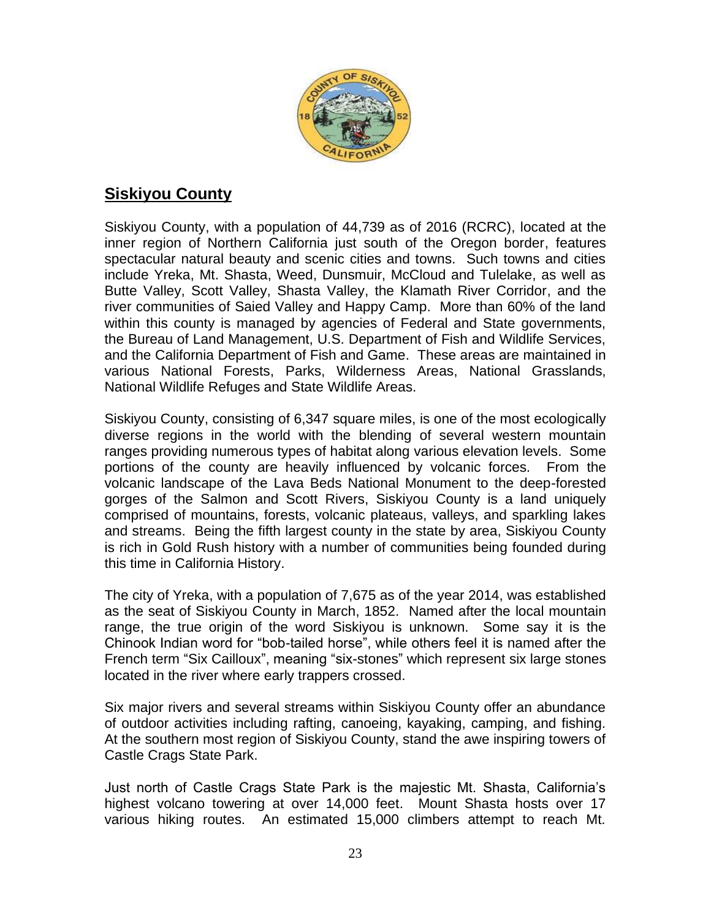## Siskiyou County

Siskiyou County, with a population of 44,739 as of 2016 (RCRC), located at the inner region of Northern California just south of the Oregon border, features spectacular natural beauty and scenic cities and towns. Such towns and cities include Yreka, Mt. Shasta, Weed, Dunsmuir, McCloud and Tulelake, as well as Butte Valley, Scott Valley, Shasta Valley, the Klamath River Corridor, and the river communities of Saied Valley and Happy Camp. More than 60% of the land within this county is managed by agencies of Federal and State governments, the Bureau of Land Management, U.S. Department of Fish and Wildlife Services, and the California Department of Fish and Game. These areas are maintained in various National Forests, Parks, Wilderness Areas, National Grasslands, National Wildlife Refuges and State Wildlife Areas.

Siskiyou County, consisting of 6,347 square miles, is one of the most ecologically diverse regions in the world with the blending of several western mountain ranges providing numerous types of habitat along various elevation levels. Some portions of the county are heavily influenced by volcanic forces. From the volcanic landscape of the Lava Beds National Monument to the deep-forested gorges of the Salmon and Scott Rivers, Siskiyou County is a land uniquely comprised of mountains, forests, volcanic plateaus, valleys, and sparkling lakes and streams. Being the fifth largest county in the state by area, Siskiyou County is rich in Gold Rush history with a number of communities being founded during this time in California History.

The city of Yreka, with a population of 7,675 as of the year 2014, was established as the seat of Siskiyou County in March, 1852. Named after the local mountain range, the true origin of the word Siskiyou is unknown. Some say it is the Chinook Indian word for "bob-tailed horse", while others feel it is named after the French term "Six Cailloux", meaning "six-stones" which represent six large stones located in the river where early trappers crossed.

Six major rivers and several streams within Siskiyou County offer an abundance of outdoor activities including rafting, canoeing, kayaking, camping, and fishing. At the southern most region of Siskiyou County, stand the awe inspiring towers of Castle Crags State Park.

Just north of Castle Crags State Park is the majestic Mt. Shasta, California's highest volcano towering at over 14,000 feet. Mount Shasta hosts over 17 various hiking routes. An estimated 15,000 climbers attempt to reach Mt.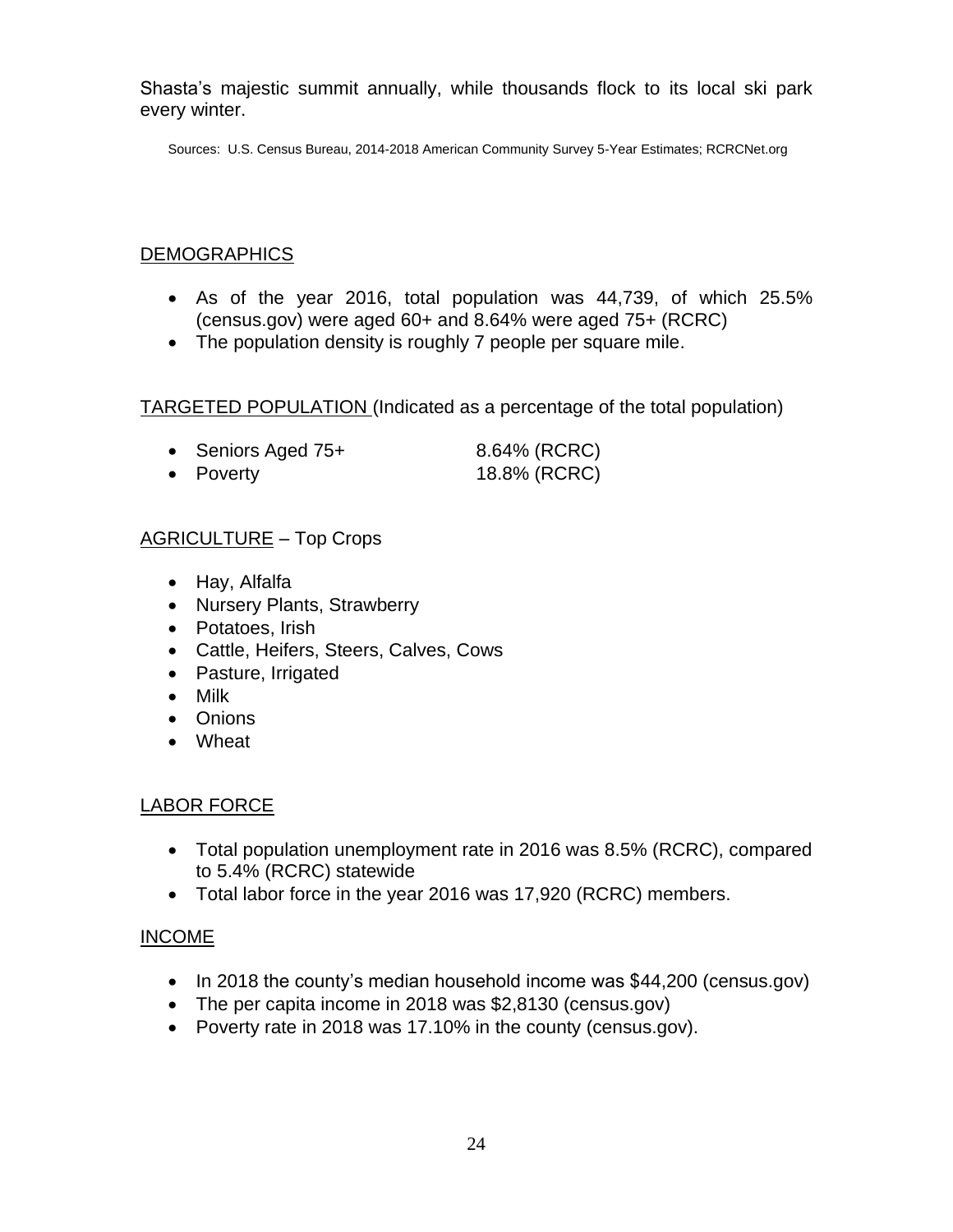Shasta's majestic summit annually, while thousands flock to its local ski park every winter.

Sources: U.S. Census Bureau, 2014-2018 American Community Survey 5-Year Estimates; RCRCNet.org

## DEMOGRAPHICS

- As of the year 2016, total population was 44,739, of which 25.5% (census.gov) were aged 60+ and 8.64% were aged 75+ (RCRC)
- The population density is roughly 7 people per square mile.

## TARGETED POPULATION (Indicated as a percentage of the total population)

- Seniors Aged 75+ 8.64% (RCRC)
- Poverty 18.8% (RCRC)

## AGRICULTURE – Top Crops

- Hay, Alfalfa
- Nursery Plants, Strawberry
- Potatoes, Irish
- Cattle, Heifers, Steers, Calves, Cows
- Pasture, Irrigated
- Milk
- Onions
- Wheat

## LABOR FORCE

- Total population unemployment rate in 2016 was 8.5% (RCRC), compared to 5.4% (RCRC) statewide
- Total labor force in the year 2016 was 17,920 (RCRC) members.

## INCOME

- In 2018 the county's median household income was $44,200 (census.gov)
- The per capita income in 2018 was $2,8130 (census.gov)
- Poverty rate in 2018 was 17.10% in the county (census.gov).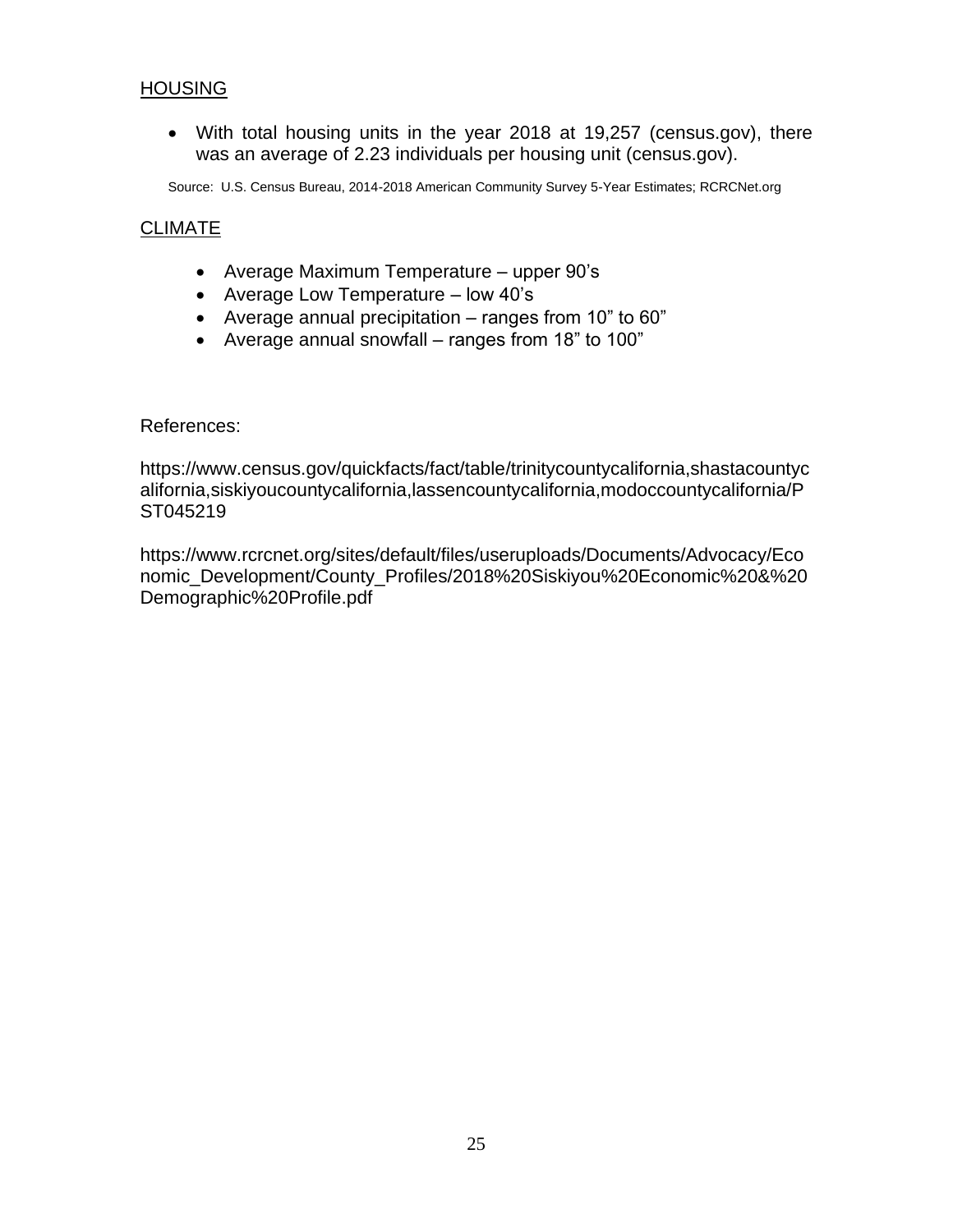## HOUSING

- With total housing units in the year 2018 at 19,257 (census.gov), there was an average of 2.23 individuals per housing unit (census.gov).

Source: U.S. Census Bureau, 2014-2018 American Community Survey 5-Year Estimates; RCRCNet.org

## CLIMATE

- Average Maximum Temperature – upper 90's
- Average Low Temperature – low 40's
- Average annual precipitation – ranges from 10" to 60"
- Average annual snowfall – ranges from 18" to 100"

References:

https://www.census.gov/quickfacts/fact/table/trinitycountycalifornia,shastacountycalifornia,siskiyoucountycalifornia,lassencountycalifornia,modoccountycalifornia/PST045219

https://www.rcrcnet.org/sites/default/files/useruploads/Documents/Advocacy/Economic_Development/County_Profiles/2018%20Siskiyou%20Economic%20&%20Demographic%20Profile.pdf